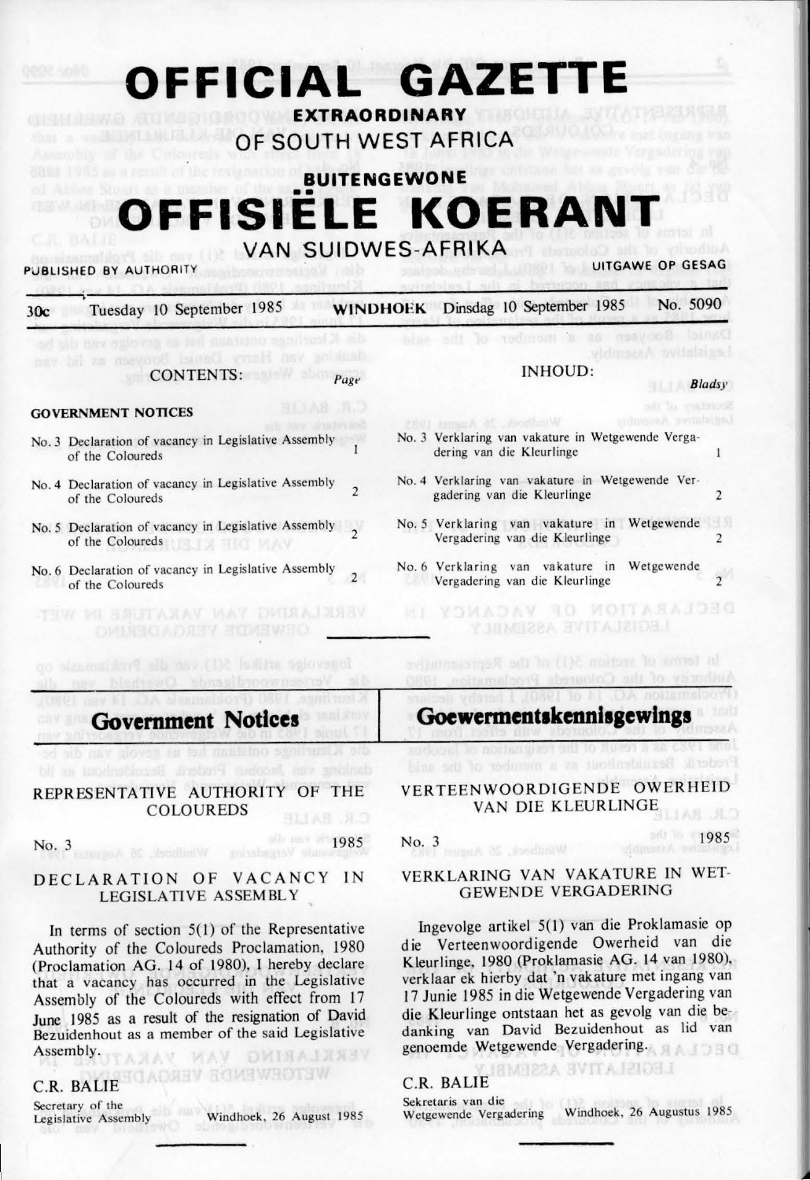# OFFICIAL GAZETTE

**EXTRAORDINARY**

OF SOUTH WEST AFRICA

**BUITENGEWONE**

# OFFISIËLE KOERANT

VAN SUIDWES-AFRIKA

PUBLISHED BY AUTHORITY — UITGAWE OP GESAG

30c — Tuesday 10 September 1985 — WINDHOEK — Dinsdag 10 September 1985 — No. 5090

**CONTENTS:**

| | Page |
|---|---|
| **GOVERNMENT NOTICES** | |
| No. 3 Declaration of vacancy in Legislative Assembly of the Coloureds | 1 |
| No. 4 Declaration of vacancy in Legislative Assembly of the Coloureds | 2 |
| No. 5 Declaration of vacancy in Legislative Assembly of the Coloureds | 2 |
| No. 6 Declaration of vacancy in Legislative Assembly of the Coloureds | 2 |

**INHOUD:**

| | Bladsy |
|---|---|
| No. 3 Verklaring van vakature in Wetgewende Vergadering van die Kleurlinge | 1 |
| No. 4 Verklaring van vakature in Wetgewende Vergadering van die Kleurlinge | 2 |
| No. 5 Verklaring van vakature in Wetgewende Vergadering van die Kleurlinge | 2 |
| No. 6 Verklaring van vakature in Wetgewende Vergadering van die Kleurlinge | 2 |

## Government Notices

### REPRESENTATIVE AUTHORITY OF THE COLOUREDS

No. 3 — 1985

### DECLARATION OF VACANCY IN LEGISLATIVE ASSEMBLY

In terms of section 5(1) of the Representative Authority of the Coloureds Proclamation, 1980 (Proclamation AG. 14 of 1980), I hereby declare that a vacancy has occurred in the Legislative Assembly of the Coloureds with effect from 17 June 1985 as a result of the resignation of David Bezuidenhout as a member of the said Legislative Assembly.

C.R. BALIE
Secretary of the Legislative Assembly — Windhoek, 26 August 1985

## Goewermentskennisgewings

### VERTEENWOORDIGENDE OWERHEID VAN DIE KLEURLINGE

No. 3 — 1985

### VERKLARING VAN VAKATURE IN WETGEWENDE VERGADERING

Ingevolge artikel 5(1) van die Proklamasie op die Verteenwoordigende Owerheid van die Kleurlinge, 1980 (Proklamasie AG. 14 van 1980), verklaar ek hierby dat 'n vakature met ingang van 17 Junie 1985 in die Wetgewende Vergadering van die Kleurlinge ontstaan het as gevolg van die bedanking van David Bezuidenhout as lid van genoemde Wetgewende Vergadering.

C.R. BALIE
Sekretaris van die Wetgewende Vergadering — Windhoek, 26 Augustus 1985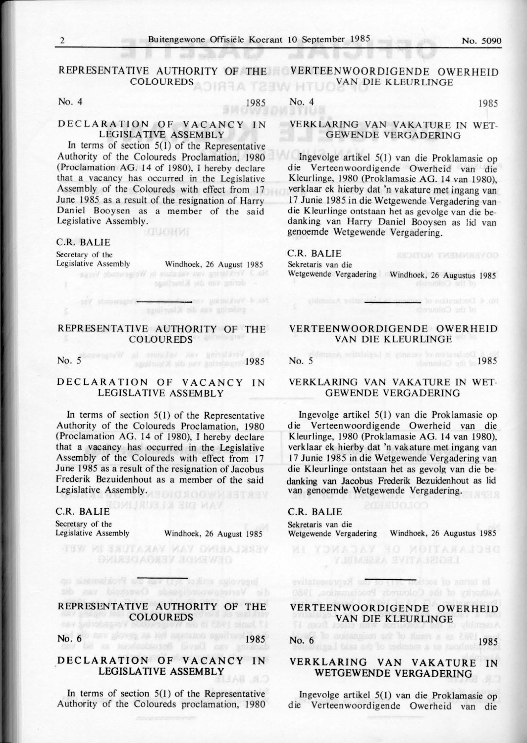## REPRESENTATIVE AUTHORITY OF THE COLOUREDS

No. 4 1985

### DECLARATION OF VACANCY IN LEGISLATIVE ASSEMBLY

In terms of section 5(1) of the Representative Authority of the Coloureds Proclamation, 1980 (Proclamation AG. 14 of 1980), I hereby declare that a vacancy has occurred in the Legislative Assembly of the Coloureds with effect from 17 June 1985 as a result of the resignation of Harry Daniel Booysen as a member of the said Legislative Assembly.

C.R. BALIE
Secretary of the Legislative Assembly

Windhoek, 26 August 1985

## VERTEENWOORDIGENDE OWERHEID VAN DIE KLEURLINGE

No. 4 1985

### VERKLARING VAN VAKATURE IN WETGEWENDE VERGADERING

Ingevolge artikel 5(1) van die Proklamasie op die Verteenwoordigende Owerheid van die Kleurlinge, 1980 (Proklamasie AG. 14 van 1980), verklaar ek hierby dat 'n vakature met ingang van 17 Junie 1985 in die Wetgewende Vergadering van die Kleurlinge ontstaan het as gevolg van die bedanking van Harry Daniel Booysen as lid van genoemde Wetgewende Vergadering.

C.R. BALIE
Sekretaris van die Wetgewende Vergadering

Windhoek, 26 Augustus 1985

## REPRESENTATIVE AUTHORITY OF THE COLOUREDS

No. 5 1985

### DECLARATION OF VACANCY IN LEGISLATIVE ASSEMBLY

In terms of section 5(1) of the Representative Authority of the Coloureds Proclamation, 1980 (Proclamation AG. 14 of 1980), I hereby declare that a vacancy has occurred in the Legislative Assembly of the Coloureds with effect from 17 June 1985 as a result of the resignation of Jacobus Frederik Bezuidenhout as a member of the said Legislative Assembly.

C.R. BALIE
Secretary of the Legislative Assembly

Windhoek, 26 August 1985

## VERTEENWOORDIGENDE OWERHEID VAN DIE KLEURLINGE

No. 5 1985

### VERKLARING VAN VAKATURE IN WETGEWENDE VERGADERING

Ingevolge artikel 5(1) van die Proklamasie op die Verteenwoordigende Owerheid van die Kleurlinge, 1980 (Proklamasie AG. 14 van 1980), verklaar ek hierby dat 'n vakature met ingang van 17 Junie 1985 in die Wetgewende Vergadering van die Kleurlinge ontstaan het as gevolg van die bedanking van Jacobus Frederik Bezuidenhout as lid van genoemde Wetgewende Vergadering.

C.R. BALIE
Sekretaris van die Wetgewende Vergadering

Windhoek, 26 Augustus 1985

## REPRESENTATIVE AUTHORITY OF THE COLOUREDS

No. 6 1985

### DECLARATION OF VACANCY IN LEGISLATIVE ASSEMBLY

In terms of section 5(1) of the Representative Authority of the Coloureds proclamation, 1980

## VERTEENWOORDIGENDE OWERHEID VAN DIE KLEURLINGE

No. 6 1985

### VERKLARING VAN VAKATURE IN WETGEWENDE VERGADERING

Ingevolge artikel 5(1) van die Proklamasie op die Verteenwoordigende Owerheid van die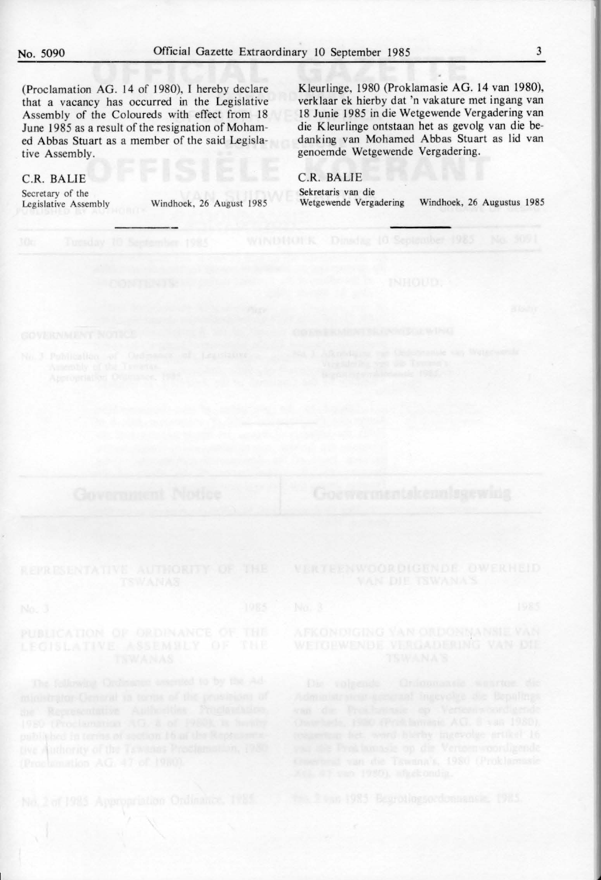(Proclamation AG. 14 of 1980), I hereby declare that a vacancy has occurred in the Legislative Assembly of the Coloureds with effect from 18 June 1985 as a result of the resignation of Mohamed Abbas Stuart as a member of the said Legislative Assembly.

C.R. BALIE
Secretary of the Legislative Assembly
Windhoek, 26 August 1985

Kleurlinge, 1980 (Proklamasie AG. 14 van 1980), verklaar ek hierby dat 'n vakature met ingang van 18 Junie 1985 in die Wetgewende Vergadering van die Kleurlinge ontstaan het as gevolg van die bedanking van Mohamed Abbas Stuart as lid van genoemde Wetgewende Vergadering.

C.R. BALIE
Sekretaris van die Wetgewende Vergadering
Windhoek, 26 Augustus 1985